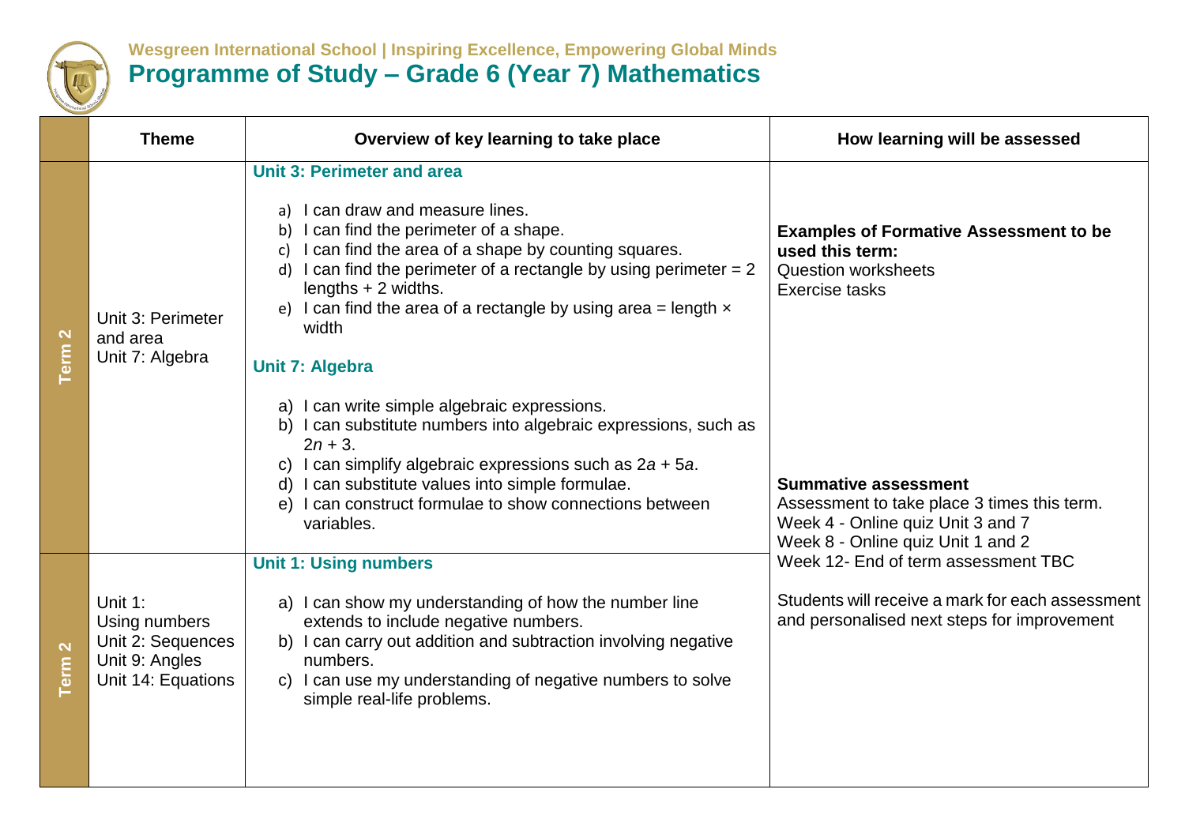**Wesgreen International School | Inspiring Excellence, Empowering Global Minds**

# Programme of Study – Grade 6 (Year 7) Mathematics

| | Theme | Overview of key learning to take place | How learning will be assessed |
|---|---|---|---|
| Term 2 | Unit 3: Perimeter and area<br>Unit 7: Algebra | **Unit 3: Perimeter and area**<br>a) I can draw and measure lines.<br>b) I can find the perimeter of a shape.<br>c) I can find the area of a shape by counting squares.<br>d) I can find the perimeter of a rectangle by using perimeter = 2 lengths + 2 widths.<br>e) I can find the area of a rectangle by using area = length × width<br>**Unit 7: Algebra**<br>a) I can write simple algebraic expressions.<br>b) I can substitute numbers into algebraic expressions, such as $2n + 3$.<br>c) I can simplify algebraic expressions such as $2a + 5a$.<br>d) I can substitute values into simple formulae.<br>e) I can construct formulae to show connections between variables. | **Examples of Formative Assessment to be used this term:**<br>Question worksheets<br>Exercise tasks<br><br>**Summative assessment**<br>Assessment to take place 3 times this term.<br>Week 4 - Online quiz Unit 3 and 7<br>Week 8 - Online quiz Unit 1 and 2<br>Week 12- End of term assessment TBC<br><br>Students will receive a mark for each assessment and personalised next steps for improvement |
| Term 2 | Unit 1: Using numbers<br>Unit 2: Sequences<br>Unit 9: Angles<br>Unit 14: Equations | **Unit 1: Using numbers**<br>a) I can show my understanding of how the number line extends to include negative numbers.<br>b) I can carry out addition and subtraction involving negative numbers.<br>c) I can use my understanding of negative numbers to solve simple real-life problems. | |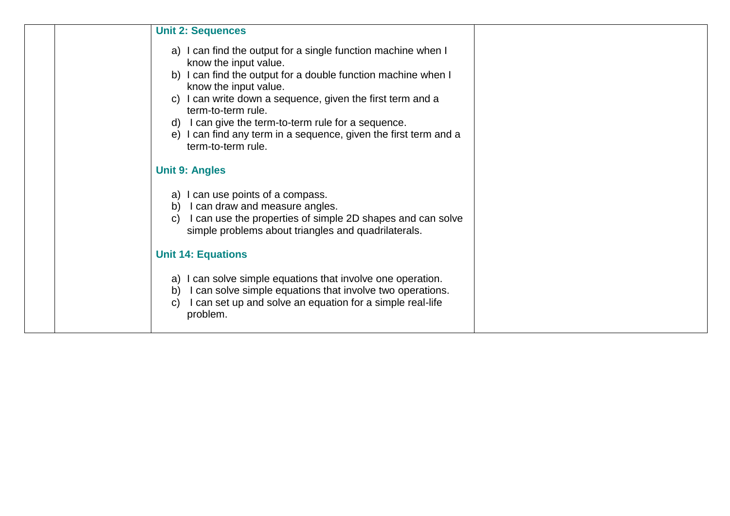| | | | |
|---|---|---|---|
| | | **Unit 2: Sequences**<br><br>a) I can find the output for a single function machine when I know the input value.<br>b) I can find the output for a double function machine when I know the input value.<br>c) I can write down a sequence, given the first term and a term-to-term rule.<br>d) I can give the term-to-term rule for a sequence.<br>e) I can find any term in a sequence, given the first term and a term-to-term rule.<br><br>**Unit 9: Angles**<br><br>a) I can use points of a compass.<br>b) I can draw and measure angles.<br>c) I can use the properties of simple 2D shapes and can solve simple problems about triangles and quadrilaterals.<br><br>**Unit 14: Equations**<br><br>a) I can solve simple equations that involve one operation.<br>b) I can solve simple equations that involve two operations.<br>c) I can set up and solve an equation for a simple real-life problem. | |